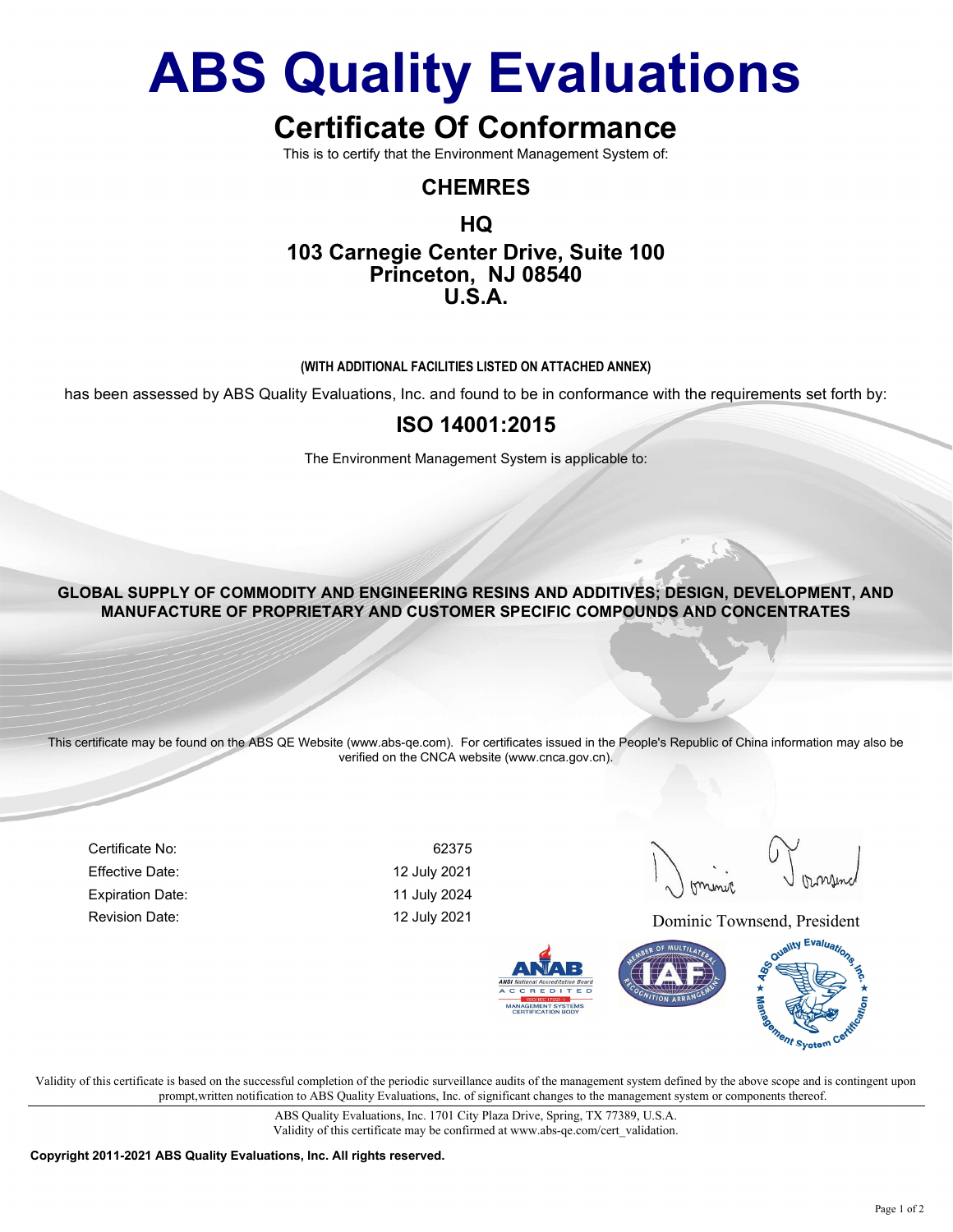# ABS Quality Evaluations

## Certificate Of Conformance

This is to certify that the Environment Management System of:

### CHEMRES

### HQ

### 103 Carnegie Center Drive, Suite 100
### Princeton, NJ 08540
### U.S.A.

**(WITH ADDITIONAL FACILITIES LISTED ON ATTACHED ANNEX)**

has been assessed by ABS Quality Evaluations, Inc. and found to be in conformance with the requirements set forth by:

## ISO 14001:2015

The Environment Management System is applicable to:

**GLOBAL SUPPLY OF COMMODITY AND ENGINEERING RESINS AND ADDITIVES; DESIGN, DEVELOPMENT, AND MANUFACTURE OF PROPRIETARY AND CUSTOMER SPECIFIC COMPOUNDS AND CONCENTRATES**

This certificate may be found on the ABS QE Website (www.abs-qe.com). For certificates issued in the People's Republic of China information may also be verified on the CNCA website (www.cnca.gov.cn).

| | |
|---|---|
| Certificate No: | 62375 |
| Effective Date: | 12 July 2021 |
| Expiration Date: | 11 July 2024 |
| Revision Date: | 12 July 2021 |

Dominic Townsend, President

Validity of this certificate is based on the successful completion of the periodic surveillance audits of the management system defined by the above scope and is contingent upon prompt,written notification to ABS Quality Evaluations, Inc. of significant changes to the management system or components thereof.

ABS Quality Evaluations, Inc. 1701 City Plaza Drive, Spring, TX 77389, U.S.A.
Validity of this certificate may be confirmed at www.abs-qe.com/cert_validation.

**Copyright 2011-2021 ABS Quality Evaluations, Inc. All rights reserved.**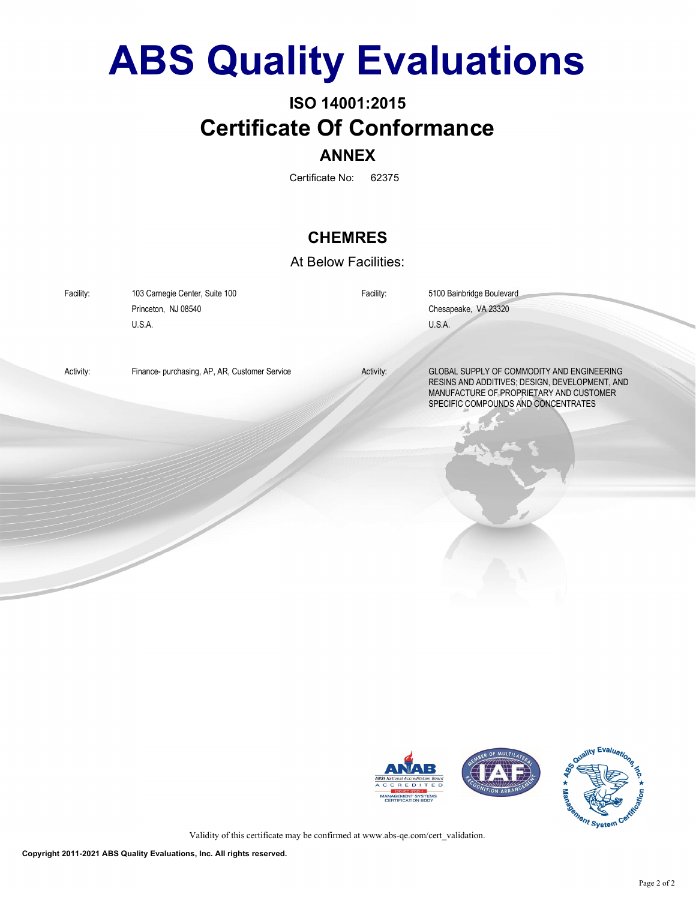# ABS Quality Evaluations

## ISO 14001:2015

## Certificate Of Conformance

### ANNEX

Certificate No: 62375

### CHEMRES

At Below Facilities:

| | | | |
|---|---|---|---|
| Facility: | 103 Carnegie Center, Suite 100<br>Princeton, NJ 08540<br>U.S.A. | Facility: | 5100 Bainbridge Boulevard<br>Chesapeake, VA 23320<br>U.S.A. |
| Activity: | Finance- purchasing, AP, AR, Customer Service | Activity: | GLOBAL SUPPLY OF COMMODITY AND ENGINEERING RESINS AND ADDITIVES; DESIGN, DEVELOPMENT, AND MANUFACTURE OF PROPRIETARY AND CUSTOMER SPECIFIC COMPOUNDS AND CONCENTRATES |

Validity of this certificate may be confirmed at www.abs-qe.com/cert_validation.

**Copyright 2011-2021 ABS Quality Evaluations, Inc. All rights reserved.**